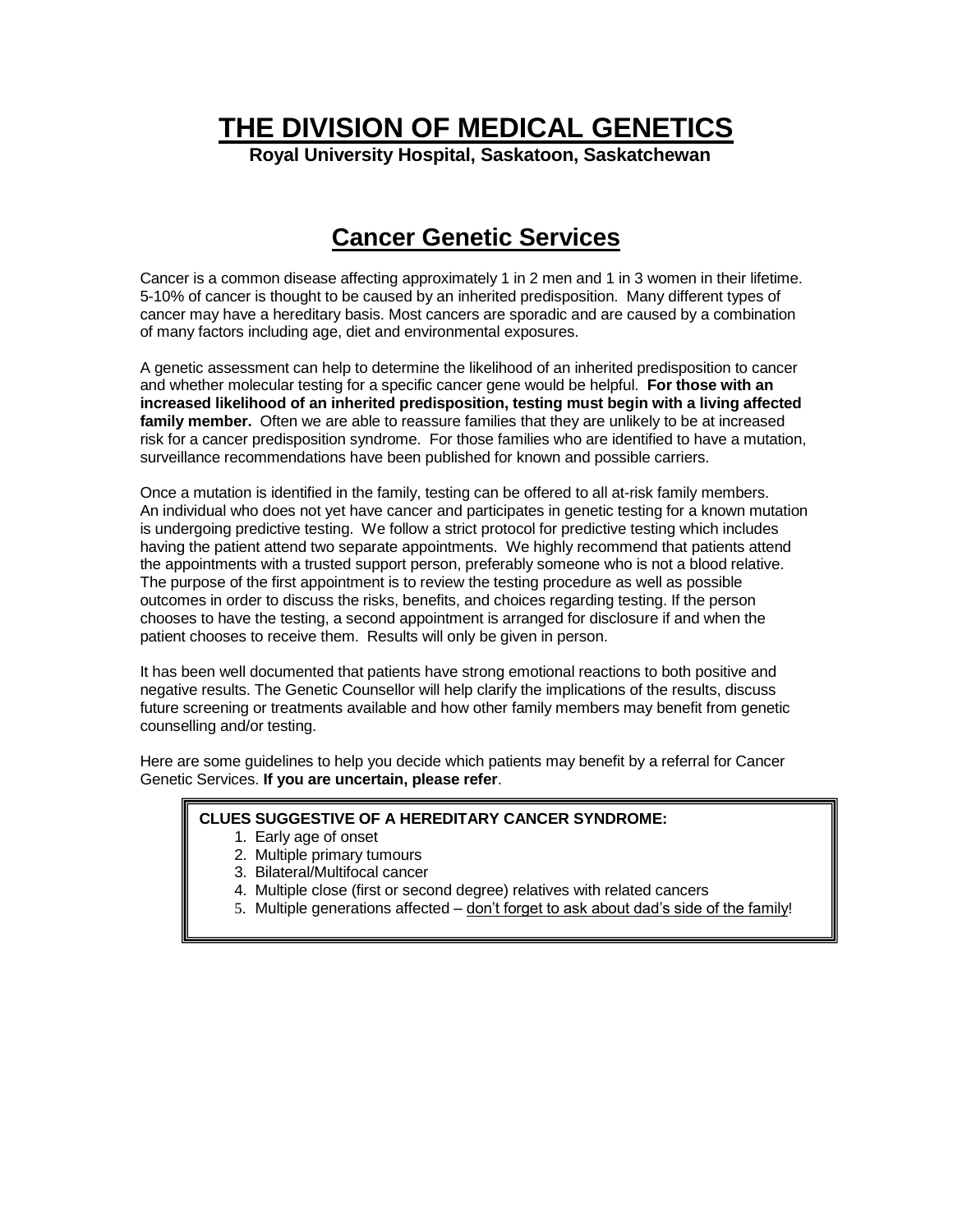# THE DIVISION OF MEDICAL GENETICS

**Royal University Hospital, Saskatoon, Saskatchewan**

## Cancer Genetic Services

Cancer is a common disease affecting approximately 1 in 2 men and 1 in 3 women in their lifetime. 5-10% of cancer is thought to be caused by an inherited predisposition. Many different types of cancer may have a hereditary basis. Most cancers are sporadic and are caused by a combination of many factors including age, diet and environmental exposures.

A genetic assessment can help to determine the likelihood of an inherited predisposition to cancer and whether molecular testing for a specific cancer gene would be helpful. **For those with an increased likelihood of an inherited predisposition, testing must begin with a living affected family member.** Often we are able to reassure families that they are unlikely to be at increased risk for a cancer predisposition syndrome. For those families who are identified to have a mutation, surveillance recommendations have been published for known and possible carriers.

Once a mutation is identified in the family, testing can be offered to all at-risk family members. An individual who does not yet have cancer and participates in genetic testing for a known mutation is undergoing predictive testing. We follow a strict protocol for predictive testing which includes having the patient attend two separate appointments. We highly recommend that patients attend the appointments with a trusted support person, preferably someone who is not a blood relative. The purpose of the first appointment is to review the testing procedure as well as possible outcomes in order to discuss the risks, benefits, and choices regarding testing. If the person chooses to have the testing, a second appointment is arranged for disclosure if and when the patient chooses to receive them. Results will only be given in person.

It has been well documented that patients have strong emotional reactions to both positive and negative results. The Genetic Counsellor will help clarify the implications of the results, discuss future screening or treatments available and how other family members may benefit from genetic counselling and/or testing.

Here are some guidelines to help you decide which patients may benefit by a referral for Cancer Genetic Services. **If you are uncertain, please refer**.

**CLUES SUGGESTIVE OF A HEREDITARY CANCER SYNDROME:**

1. Early age of onset
2. Multiple primary tumours
3. Bilateral/Multifocal cancer
4. Multiple close (first or second degree) relatives with related cancers
5. Multiple generations affected – don't forget to ask about dad's side of the family!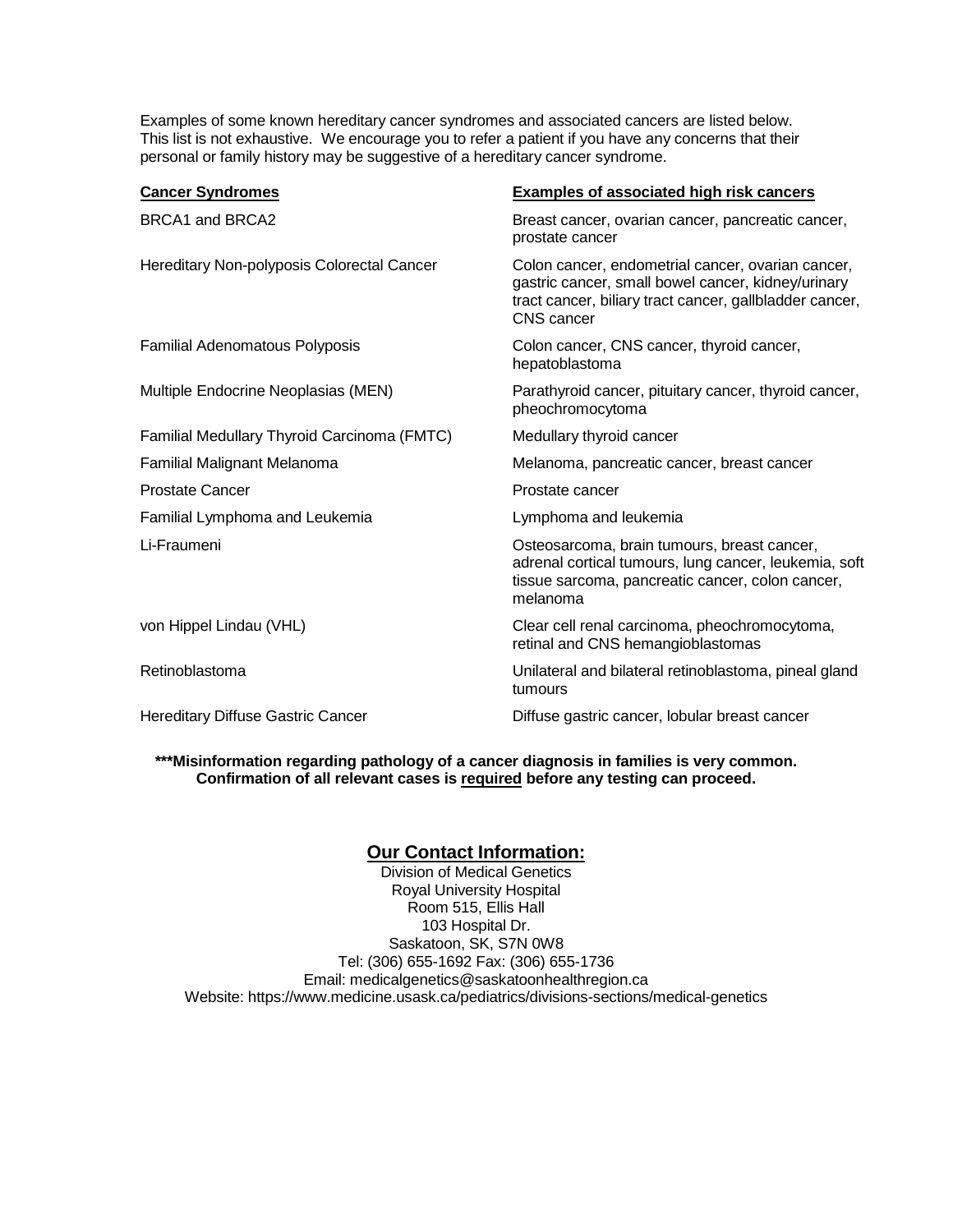Examples of some known hereditary cancer syndromes and associated cancers are listed below. This list is not exhaustive. We encourage you to refer a patient if you have any concerns that their personal or family history may be suggestive of a hereditary cancer syndrome.

| Cancer Syndromes | Examples of associated high risk cancers |
| --- | --- |
| BRCA1 and BRCA2 | Breast cancer, ovarian cancer, pancreatic cancer, prostate cancer |
| Hereditary Non-polyposis Colorectal Cancer | Colon cancer, endometrial cancer, ovarian cancer, gastric cancer, small bowel cancer, kidney/urinary tract cancer, biliary tract cancer, gallbladder cancer, CNS cancer |
| Familial Adenomatous Polyposis | Colon cancer, CNS cancer, thyroid cancer, hepatoblastoma |
| Multiple Endocrine Neoplasias (MEN) | Parathyroid cancer, pituitary cancer, thyroid cancer, pheochromocytoma |
| Familial Medullary Thyroid Carcinoma (FMTC) | Medullary thyroid cancer |
| Familial Malignant Melanoma | Melanoma, pancreatic cancer, breast cancer |
| Prostate Cancer | Prostate cancer |
| Familial Lymphoma and Leukemia | Lymphoma and leukemia |
| Li-Fraumeni | Osteosarcoma, brain tumours, breast cancer, adrenal cortical tumours, lung cancer, leukemia, soft tissue sarcoma, pancreatic cancer, colon cancer, melanoma |
| von Hippel Lindau (VHL) | Clear cell renal carcinoma, pheochromocytoma, retinal and CNS hemangioblastomas |
| Retinoblastoma | Unilateral and bilateral retinoblastoma, pineal gland tumours |
| Hereditary Diffuse Gastric Cancer | Diffuse gastric cancer, lobular breast cancer |

**\*\*\*Misinformation regarding pathology of a cancer diagnosis in families is very common. Confirmation of all relevant cases is required before any testing can proceed.**

## Our Contact Information:

Division of Medical Genetics
Royal University Hospital
Room 515, Ellis Hall
103 Hospital Dr.
Saskatoon, SK, S7N 0W8
Tel: (306) 655-1692 Fax: (306) 655-1736
Email: medicalgenetics@saskatoonhealthregion.ca
Website: https://www.medicine.usask.ca/pediatrics/divisions-sections/medical-genetics